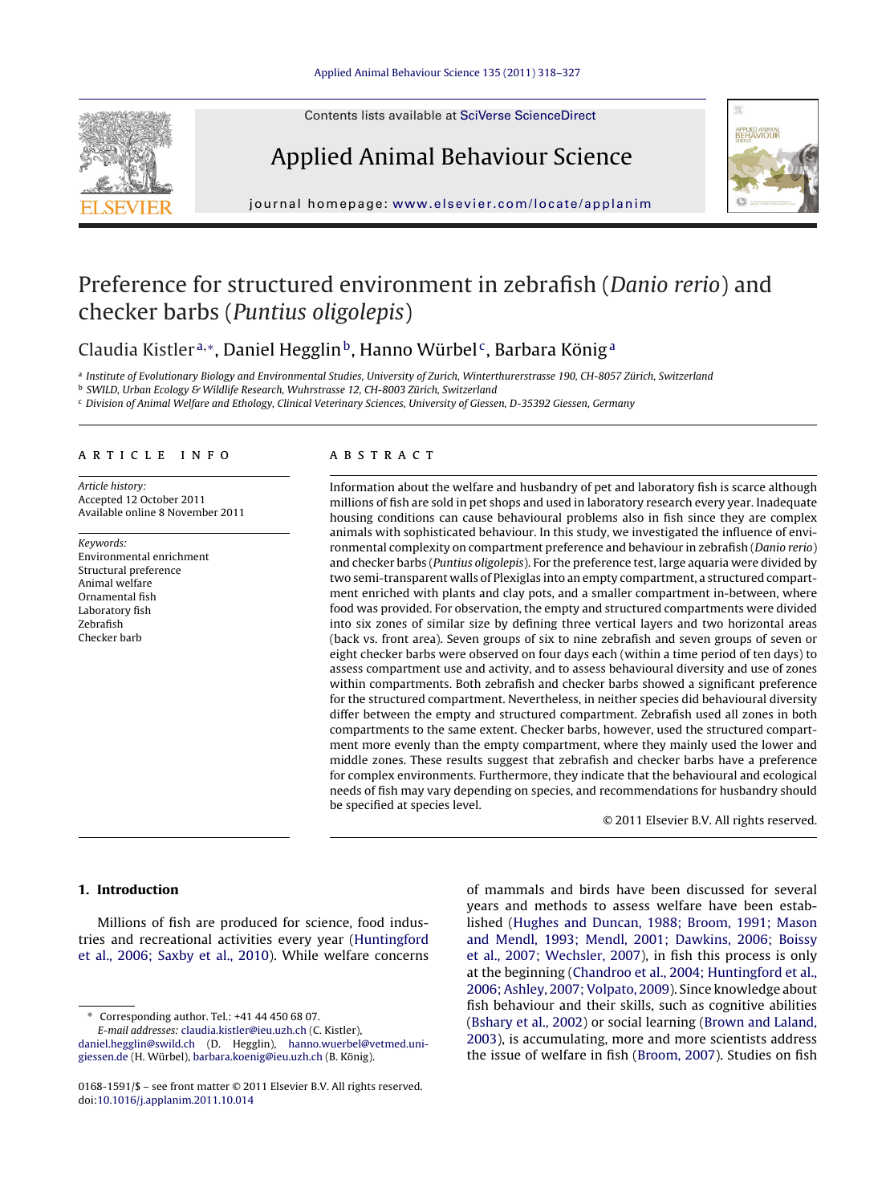# Preference for structured environment in zebrafish (*Danio rerio*) and checker barbs (*Puntius oligolepis*)

Claudia Kistler[a,*], Daniel Hegglin[b], Hanno Würbel[c], Barbara König[a]

[a] Institute of Evolutionary Biology and Environmental Studies, University of Zurich, Winterthurerstrasse 190, CH-8057 Zürich, Switzerland
[b] SWILD, Urban Ecology & Wildlife Research, Wuhrstrasse 12, CH-8003 Zürich, Switzerland
[c] Division of Animal Welfare and Ethology, Clinical Veterinary Sciences, University of Giessen, D-35392 Giessen, Germany

## ARTICLE INFO

*Article history:*
Accepted 12 October 2011
Available online 8 November 2011

*Keywords:*
Environmental enrichment
Structural preference
Animal welfare
Ornamental fish
Laboratory fish
Zebrafish
Checker barb

## ABSTRACT

Information about the welfare and husbandry of pet and laboratory fish is scarce although millions of fish are sold in pet shops and used in laboratory research every year. Inadequate housing conditions can cause behavioural problems also in fish since they are complex animals with sophisticated behaviour. In this study, we investigated the influence of environmental complexity on compartment preference and behaviour in zebrafish (*Danio rerio*) and checker barbs (*Puntius oligolepis*). For the preference test, large aquaria were divided by two semi-transparent walls of Plexiglas into an empty compartment, a structured compartment enriched with plants and clay pots, and a smaller compartment in-between, where food was provided. For observation, the empty and structured compartments were divided into six zones of similar size by defining three vertical layers and two horizontal areas (back vs. front area). Seven groups of six to nine zebrafish and seven groups of seven or eight checker barbs were observed on four days each (within a time period of ten days) to assess compartment use and activity, and to assess behavioural diversity and use of zones within compartments. Both zebrafish and checker barbs showed a significant preference for the structured compartment. Nevertheless, in neither species did behavioural diversity differ between the empty and structured compartment. Zebrafish used all zones in both compartments to the same extent. Checker barbs, however, used the structured compartment more evenly than the empty compartment, where they mainly used the lower and middle zones. These results suggest that zebrafish and checker barbs have a preference for complex environments. Furthermore, they indicate that the behavioural and ecological needs of fish may vary depending on species, and recommendations for husbandry should be specified at species level.

© 2011 Elsevier B.V. All rights reserved.

## 1. Introduction

Millions of fish are produced for science, food industries and recreational activities every year (Huntingford et al., 2006; Saxby et al., 2010). While welfare concerns of mammals and birds have been discussed for several years and methods to assess welfare have been established (Hughes and Duncan, 1988; Broom, 1991; Mason and Mendl, 1993; Mendl, 2001; Dawkins, 2006; Boissy et al., 2007; Wechsler, 2007), in fish this process is only at the beginning (Chandroo et al., 2004; Huntingford et al., 2006; Ashley, 2007; Volpato, 2009). Since knowledge about fish behaviour and their skills, such as cognitive abilities (Bshary et al., 2002) or social learning (Brown and Laland, 2003), is accumulating, more and more scientists address the issue of welfare in fish (Broom, 2007). Studies on fish

\* Corresponding author. Tel.: +41 44 450 68 07.
*E-mail addresses:* claudia.kistler@ieu.uzh.ch (C. Kistler), daniel.hegglin@swild.ch (D. Hegglin), hanno.wuerbel@vetmed.uni-giessen.de (H. Würbel), barbara.koenig@ieu.uzh.ch (B. König).

0168-1591/$ – see front matter © 2011 Elsevier B.V. All rights reserved.
doi:10.1016/j.applanim.2011.10.014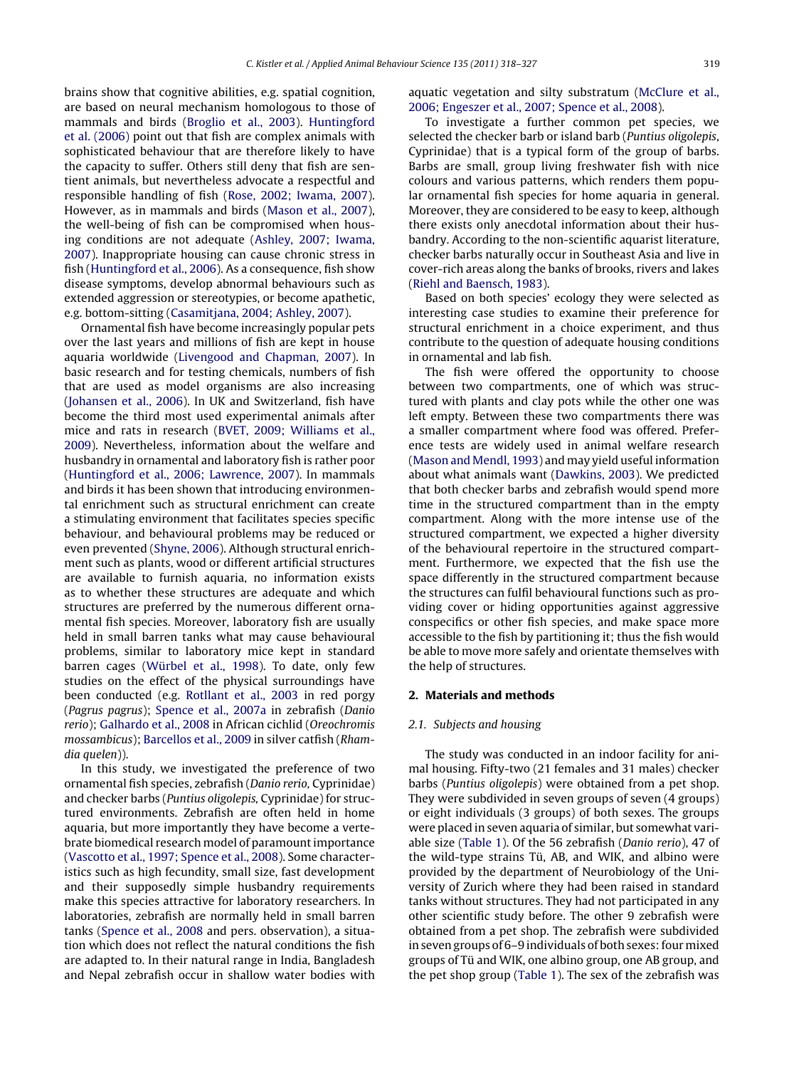brains show that cognitive abilities, e.g. spatial cognition, are based on neural mechanism homologous to those of mammals and birds (Broglio et al., 2003). Huntingford et al. (2006) point out that fish are complex animals with sophisticated behaviour that are therefore likely to have the capacity to suffer. Others still deny that fish are sentient animals, but nevertheless advocate a respectful and responsible handling of fish (Rose, 2002; Iwama, 2007). However, as in mammals and birds (Mason et al., 2007), the well-being of fish can be compromised when housing conditions are not adequate (Ashley, 2007; Iwama, 2007). Inappropriate housing can cause chronic stress in fish (Huntingford et al., 2006). As a consequence, fish show disease symptoms, develop abnormal behaviours such as extended aggression or stereotypies, or become apathetic, e.g. bottom-sitting (Casamitjana, 2004; Ashley, 2007).

Ornamental fish have become increasingly popular pets over the last years and millions of fish are kept in house aquaria worldwide (Livengood and Chapman, 2007). In basic research and for testing chemicals, numbers of fish that are used as model organisms are also increasing (Johansen et al., 2006). In UK and Switzerland, fish have become the third most used experimental animals after mice and rats in research (BVET, 2009; Williams et al., 2009). Nevertheless, information about the welfare and husbandry in ornamental and laboratory fish is rather poor (Huntingford et al., 2006; Lawrence, 2007). In mammals and birds it has been shown that introducing environmental enrichment such as structural enrichment can create a stimulating environment that facilitates species specific behaviour, and behavioural problems may be reduced or even prevented (Shyne, 2006). Although structural enrichment such as plants, wood or different artificial structures are available to furnish aquaria, no information exists as to whether these structures are adequate and which structures are preferred by the numerous different ornamental fish species. Moreover, laboratory fish are usually held in small barren tanks what may cause behavioural problems, similar to laboratory mice kept in standard barren cages (Würbel et al., 1998). To date, only few studies on the effect of the physical surroundings have been conducted (e.g. Rotllant et al., 2003 in red porgy (*Pagrus pagrus*); Spence et al., 2007a in zebrafish (*Danio rerio*); Galhardo et al., 2008 in African cichlid (*Oreochromis mossambicus*); Barcellos et al., 2009 in silver catfish (*Rhamdia quelen*)).

In this study, we investigated the preference of two ornamental fish species, zebrafish (*Danio rerio*, Cyprinidae) and checker barbs (*Puntius oligolepis*, Cyprinidae) for structured environments. Zebrafish are often held in home aquaria, but more importantly they have become a vertebrate biomedical research model of paramount importance (Vascotto et al., 1997; Spence et al., 2008). Some characteristics such as high fecundity, small size, fast development and their supposedly simple husbandry requirements make this species attractive for laboratory researchers. In laboratories, zebrafish are normally held in small barren tanks (Spence et al., 2008 and pers. observation), a situation which does not reflect the natural conditions the fish are adapted to. In their natural range in India, Bangladesh and Nepal zebrafish occur in shallow water bodies with aquatic vegetation and silty substratum (McClure et al., 2006; Engeszer et al., 2007; Spence et al., 2008).

To investigate a further common pet species, we selected the checker barb or island barb (*Puntius oligolepis*, Cyprinidae) that is a typical form of the group of barbs. Barbs are small, group living freshwater fish with nice colours and various patterns, which renders them popular ornamental fish species for home aquaria in general. Moreover, they are considered to be easy to keep, although there exists only anecdotal information about their husbandry. According to the non-scientific aquarist literature, checker barbs naturally occur in Southeast Asia and live in cover-rich areas along the banks of brooks, rivers and lakes (Riehl and Baensch, 1983).

Based on both species' ecology they were selected as interesting case studies to examine their preference for structural enrichment in a choice experiment, and thus contribute to the question of adequate housing conditions in ornamental and lab fish.

The fish were offered the opportunity to choose between two compartments, one of which was structured with plants and clay pots while the other one was left empty. Between these two compartments there was a smaller compartment where food was offered. Preference tests are widely used in animal welfare research (Mason and Mendl, 1993) and may yield useful information about what animals want (Dawkins, 2003). We predicted that both checker barbs and zebrafish would spend more time in the structured compartment than in the empty compartment. Along with the more intense use of the structured compartment, we expected a higher diversity of the behavioural repertoire in the structured compartment. Furthermore, we expected that the fish use the space differently in the structured compartment because the structures can fulfil behavioural functions such as providing cover or hiding opportunities against aggressive conspecifics or other fish species, and make space more accessible to the fish by partitioning it; thus the fish would be able to move more safely and orientate themselves with the help of structures.

## 2. Materials and methods

### 2.1. Subjects and housing

The study was conducted in an indoor facility for animal housing. Fifty-two (21 females and 31 males) checker barbs (*Puntius oligolepis*) were obtained from a pet shop. They were subdivided in seven groups of seven (4 groups) or eight individuals (3 groups) of both sexes. The groups were placed in seven aquaria of similar, but somewhat variable size (Table 1). Of the 56 zebrafish (*Danio rerio*), 47 of the wild-type strains Tü, AB, and WIK, and albino were provided by the department of Neurobiology of the University of Zurich where they had been raised in standard tanks without structures. They had not participated in any other scientific study before. The other 9 zebrafish were obtained from a pet shop. The zebrafish were subdivided in seven groups of 6–9 individuals of both sexes: four mixed groups of Tü and WIK, one albino group, one AB group, and the pet shop group (Table 1). The sex of the zebrafish was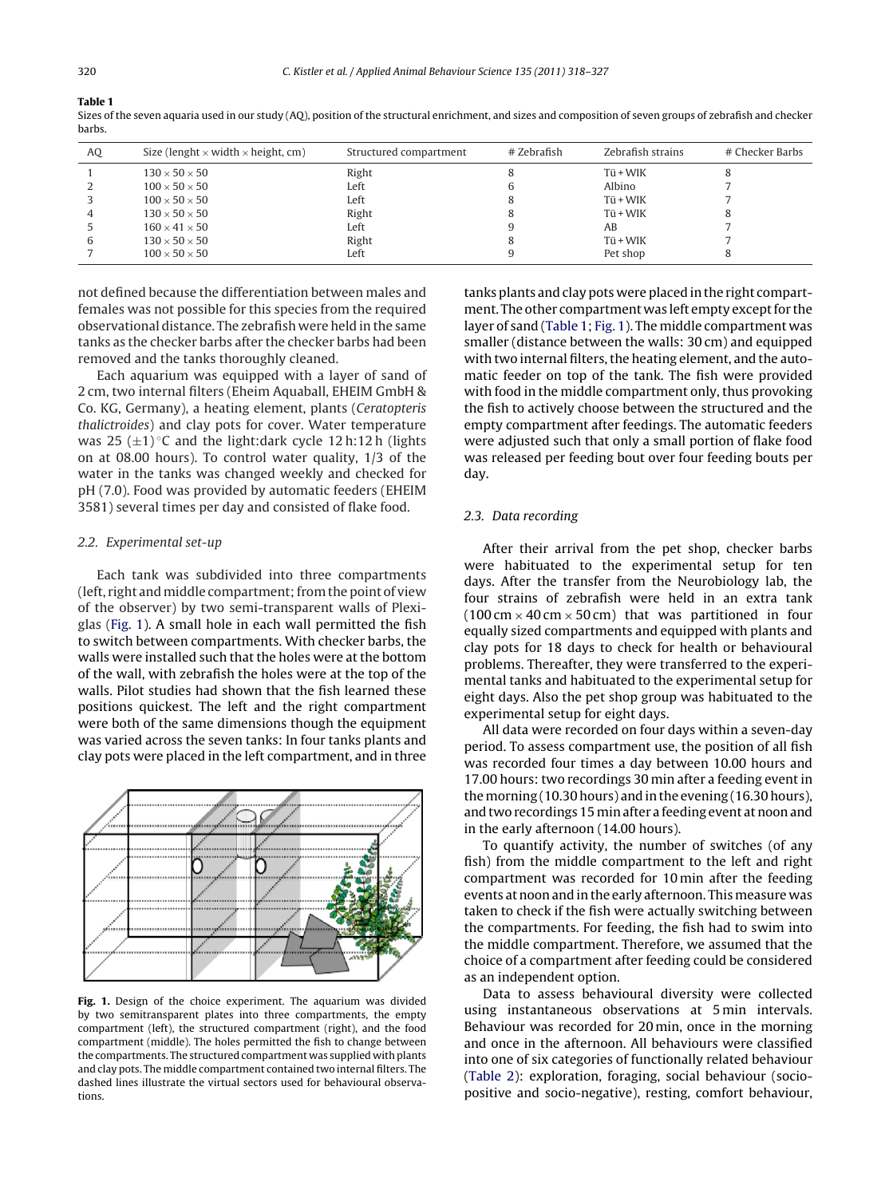**Table 1**

Sizes of the seven aquaria used in our study (AQ), position of the structural enrichment, and sizes and composition of seven groups of zebrafish and checker barbs.

| AQ | Size (lenght × width × height, cm) | Structured compartment | # Zebrafish | Zebrafish strains | # Checker Barbs |
|---|---|---|---|---|---|
| 1 | 130 × 50 × 50 | Right | 8 | Tü + WIK | 8 |
| 2 | 100 × 50 × 50 | Left | 6 | Albino | 7 |
| 3 | 100 × 50 × 50 | Left | 8 | Tü + WIK | 7 |
| 4 | 130 × 50 × 50 | Right | 8 | Tü + WIK | 8 |
| 5 | 160 × 41 × 50 | Left | 9 | AB | 7 |
| 6 | 130 × 50 × 50 | Right | 8 | Tü + WIK | 7 |
| 7 | 100 × 50 × 50 | Left | 9 | Pet shop | 8 |

not defined because the differentiation between males and females was not possible for this species from the required observational distance. The zebrafish were held in the same tanks as the checker barbs after the checker barbs had been removed and the tanks thoroughly cleaned.

Each aquarium was equipped with a layer of sand of 2 cm, two internal filters (Eheim Aquaball, EHEIM GmbH & Co. KG, Germany), a heating element, plants (*Ceratopteris thalictroides*) and clay pots for cover. Water temperature was 25 ($\pm$1) °C and the light:dark cycle 12 h:12 h (lights on at 08.00 hours). To control water quality, 1/3 of the water in the tanks was changed weekly and checked for pH (7.0). Food was provided by automatic feeders (EHEIM 3581) several times per day and consisted of flake food.

### 2.2. Experimental set-up

Each tank was subdivided into three compartments (left, right and middle compartment; from the point of view of the observer) by two semi-transparent walls of Plexiglas (Fig. 1). A small hole in each wall permitted the fish to switch between compartments. With checker barbs, the walls were installed such that the holes were at the bottom of the wall, with zebrafish the holes were at the top of the walls. Pilot studies had shown that the fish learned these positions quickest. The left and the right compartment were both of the same dimensions though the equipment was varied across the seven tanks: In four tanks plants and clay pots were placed in the left compartment, and in three tanks plants and clay pots were placed in the right compartment. The other compartment was left empty except for the layer of sand (Table 1; Fig. 1). The middle compartment was smaller (distance between the walls: 30 cm) and equipped with two internal filters, the heating element, and the automatic feeder on top of the tank. The fish were provided with food in the middle compartment only, thus provoking the fish to actively choose between the structured and the empty compartment after feedings. The automatic feeders were adjusted such that only a small portion of flake food was released per feeding bout over four feeding bouts per day.

**Fig. 1.** Design of the choice experiment. The aquarium was divided by two semitransparent plates into three compartments, the empty compartment (left), the structured compartment (right), and the food compartment (middle). The holes permitted the fish to change between the compartments. The structured compartment was supplied with plants and clay pots. The middle compartment contained two internal filters. The dashed lines illustrate the virtual sectors used for behavioural observations.

### 2.3. Data recording

After their arrival from the pet shop, checker barbs were habituated to the experimental setup for ten days. After the transfer from the Neurobiology lab, the four strains of zebrafish were held in an extra tank (100 cm × 40 cm × 50 cm) that was partitioned in four equally sized compartments and equipped with plants and clay pots for 18 days to check for health or behavioural problems. Thereafter, they were transferred to the experimental tanks and habituated to the experimental setup for eight days. Also the pet shop group was habituated to the experimental setup for eight days.

All data were recorded on four days within a seven-day period. To assess compartment use, the position of all fish was recorded four times a day between 10.00 hours and 17.00 hours: two recordings 30 min after a feeding event in the morning (10.30 hours) and in the evening (16.30 hours), and two recordings 15 min after a feeding event at noon and in the early afternoon (14.00 hours).

To quantify activity, the number of switches (of any fish) from the middle compartment to the left and right compartment was recorded for 10 min after the feeding events at noon and in the early afternoon. This measure was taken to check if the fish were actually switching between the compartments. For feeding, the fish had to swim into the middle compartment. Therefore, we assumed that the choice of a compartment after feeding could be considered as an independent option.

Data to assess behavioural diversity were collected using instantaneous observations at 5 min intervals. Behaviour was recorded for 20 min, once in the morning and once in the afternoon. All behaviours were classified into one of six categories of functionally related behaviour (Table 2): exploration, foraging, social behaviour (socio-positive and socio-negative), resting, comfort behaviour,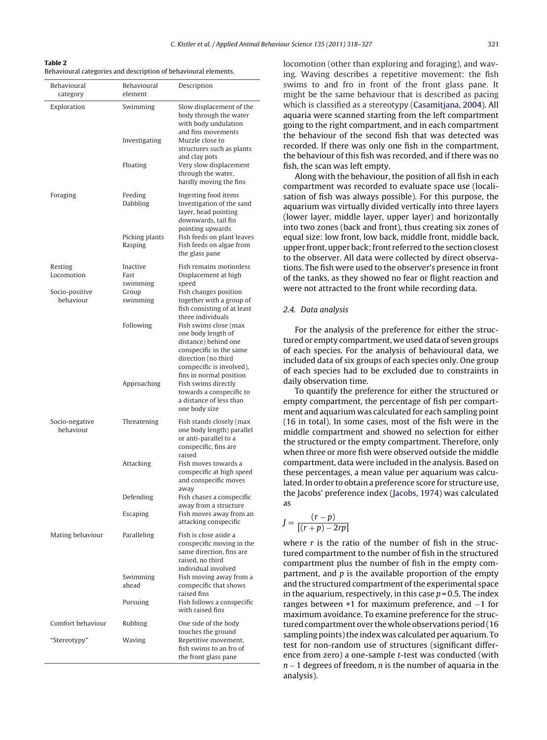**Table 2**
Behavioural categories and description of behavioural elements.

| Behavioural category | Behavioural element | Description |
|---|---|---|
| Exploration | Swimming | Slow displacement of the body through the water with body undulation and fins movements |
| | Investigating | Muzzle close to structures such as plants and clay pots |
| | Floating | Very slow displacement through the water, hardly moving the fins |
| Foraging | Feeding | Ingesting food items |
| | Dabbling | Investigation of the sand layer, head pointing downwards, tail fin pointing upwards |
| | Picking plants | Fish feeds on plant leaves |
| | Rasping | Fish feeds on algae from the glass pane |
| Resting | Inactive | Fish remains motionless |
| Locomotion | Fast swimming | Displacement at high speed |
| Socio-positive behaviour | Group swimming | Fish changes position together with a group of fish consisting of at least three individuals |
| | Following | Fish swims close (max one body length of distance) behind one conspecific in the same direction (no third conspecific is involved), fins in normal position |
| | Approaching | Fish swims directly towards a conspecific to a distance of less than one body size |
| Socio-negative behaviour | Threatening | Fish stands closely (max one body length) parallel or anti-parallel to a conspecific, fins are raised |
| | Attacking | Fish moves towards a conspecific at high speed and conspecific moves away |
| | Defending | Fish chases a conspecific away from a structure |
| | Escaping | Fish moves away from an attacking conspecific |
| Mating behaviour | Paralleling | Fish is close aside a conspecific moving in the same direction, fins are raised, no third individual involved |
| | Swimming ahead | Fish moving away from a conspecific that shows raised fins |
| | Pursuing | Fish follows a conspecific with raised fins |
| Comfort behaviour | Rubbing | One side of the body touches the ground |
| "Stereotypy" | Waving | Repetitive movement, fish swims to an fro of the front glass pane |

locomotion (other than exploring and foraging), and waving. Waving describes a repetitive movement: the fish swims to and fro in front of the front glass pane. It might be the same behaviour that is described as pacing which is classified as a stereotypy (Casamitjana, 2004). All aquaria were scanned starting from the left compartment going to the right compartment, and in each compartment the behaviour of the second fish that was detected was recorded. If there was only one fish in the compartment, the behaviour of this fish was recorded, and if there was no fish, the scan was left empty.

Along with the behaviour, the position of all fish in each compartment was recorded to evaluate space use (localisation of fish was always possible). For this purpose, the aquarium was virtually divided vertically into three layers (lower layer, middle layer, upper layer) and horizontally into two zones (back and front), thus creating six zones of equal size: low front, low back, middle front, middle back, upper front, upper back; front referred to the section closest to the observer. All data were collected by direct observations. The fish were used to the observer's presence in front of the tanks, as they showed no fear or flight reaction and were not attracted to the front while recording data.

### 2.4. Data analysis

For the analysis of the preference for either the structured or empty compartment, we used data of seven groups of each species. For the analysis of behavioural data, we included data of six groups of each species only. One group of each species had to be excluded due to constraints in daily observation time.

To quantify the preference for either the structured or empty compartment, the percentage of fish per compartment and aquarium was calculated for each sampling point (16 in total). In some cases, most of the fish were in the middle compartment and showed no selection for either the structured or the empty compartment. Therefore, only when three or more fish were observed outside the middle compartment, data were included in the analysis. Based on these percentages, a mean value per aquarium was calculated. In order to obtain a preference score for structure use, the Jacobs' preference index (Jacobs, 1974) was calculated as

$$J = \frac{(r - p)}{[(r + p) - 2rp]}$$

where $r$ is the ratio of the number of fish in the structured compartment to the number of fish in the structured compartment plus the number of fish in the empty compartment, and $p$ is the available proportion of the empty and the structured compartment of the experimental space in the aquarium, respectively, in this case $p = 0.5$. The index ranges between +1 for maximum preference, and −1 for maximum avoidance. To examine preference for the structured compartment over the whole observations period (16 sampling points) the index was calculated per aquarium. To test for non-random use of structures (significant difference from zero) a one-sample $t$-test was conducted (with $n - 1$ degrees of freedom, $n$ is the number of aquaria in the analysis).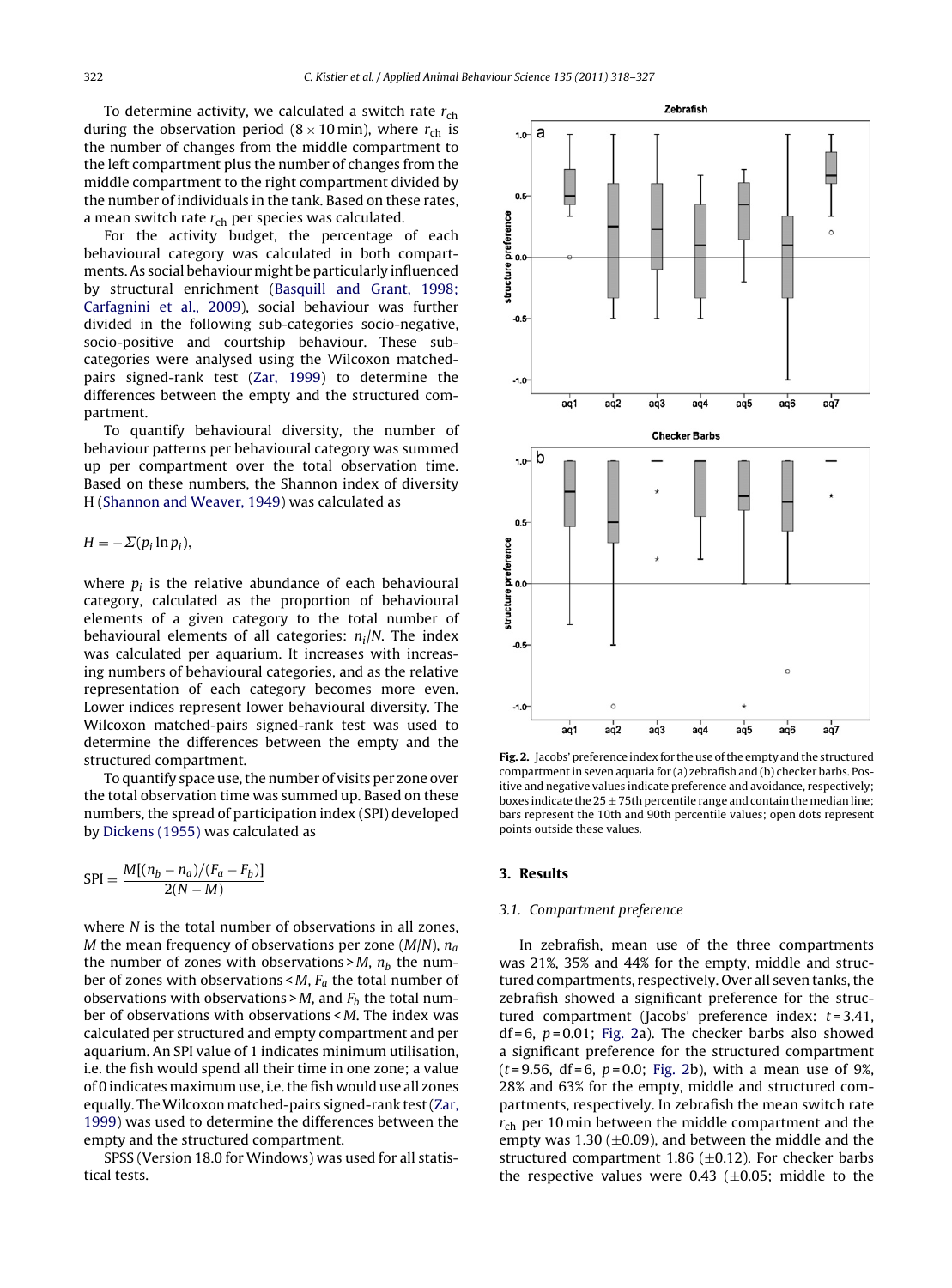To determine activity, we calculated a switch rate $r_{ch}$ during the observation period ($8 \times 10$ min), where $r_{ch}$ is the number of changes from the middle compartment to the left compartment plus the number of changes from the middle compartment to the right compartment divided by the number of individuals in the tank. Based on these rates, a mean switch rate $r_{ch}$ per species was calculated.

For the activity budget, the percentage of each behavioural category was calculated in both compartments. As social behaviour might be particularly influenced by structural enrichment (Basquill and Grant, 1998; Carfagnini et al., 2009), social behaviour was further divided in the following sub-categories socio-negative, socio-positive and courtship behaviour. These sub-categories were analysed using the Wilcoxon matched-pairs signed-rank test (Zar, 1999) to determine the differences between the empty and the structured compartment.

To quantify behavioural diversity, the number of behaviour patterns per behavioural category was summed up per compartment over the total observation time. Based on these numbers, the Shannon index of diversity H (Shannon and Weaver, 1949) was calculated as

$$H = -\Sigma(p_i \ln p_i),$$

where $p_i$ is the relative abundance of each behavioural category, calculated as the proportion of behavioural elements of a given category to the total number of behavioural elements of all categories: $n_i/N$. The index was calculated per aquarium. It increases with increasing numbers of behavioural categories, and as the relative representation of each category becomes more even. Lower indices represent lower behavioural diversity. The Wilcoxon matched-pairs signed-rank test was used to determine the differences between the empty and the structured compartment.

To quantify space use, the number of visits per zone over the total observation time was summed up. Based on these numbers, the spread of participation index (SPI) developed by Dickens (1955) was calculated as

$$\mathrm{SPI} = \frac{M[(n_b - n_a)/(F_a - F_b)]}{2(N - M)}$$

where $N$ is the total number of observations in all zones, $M$ the mean frequency of observations per zone ($M/N$), $n_a$ the number of zones with observations > $M$, $n_b$ the number of zones with observations < $M$, $F_a$ the total number of observations with observations > $M$, and $F_b$ the total number of observations with observations < $M$. The index was calculated per structured and empty compartment and per aquarium. An SPI value of 1 indicates minimum utilisation, i.e. the fish would spend all their time in one zone; a value of 0 indicates maximum use, i.e. the fish would use all zones equally. The Wilcoxon matched-pairs signed-rank test (Zar, 1999) was used to determine the differences between the empty and the structured compartment.

SPSS (Version 18.0 for Windows) was used for all statistical tests.

**Fig. 2.** Jacobs' preference index for the use of the empty and the structured compartment in seven aquaria for (a) zebrafish and (b) checker barbs. Positive and negative values indicate preference and avoidance, respectively; boxes indicate the 25 ± 75th percentile range and contain the median line; bars represent the 10th and 90th percentile values; open dots represent points outside these values.

## 3. Results

### 3.1. Compartment preference

In zebrafish, mean use of the three compartments was 21%, 35% and 44% for the empty, middle and structured compartments, respectively. Over all seven tanks, the zebrafish showed a significant preference for the structured compartment (Jacobs' preference index: $t = 3.41$, df = 6, $p = 0.01$; Fig. 2a). The checker barbs also showed a significant preference for the structured compartment ($t = 9.56$, df = 6, $p = 0.0$; Fig. 2b), with a mean use of 9%, 28% and 63% for the empty, middle and structured compartments, respectively. In zebrafish the mean switch rate $r_{ch}$ per 10 min between the middle compartment and the empty was 1.30 (±0.09), and between the middle and the structured compartment 1.86 (±0.12). For checker barbs the respective values were 0.43 (±0.05; middle to the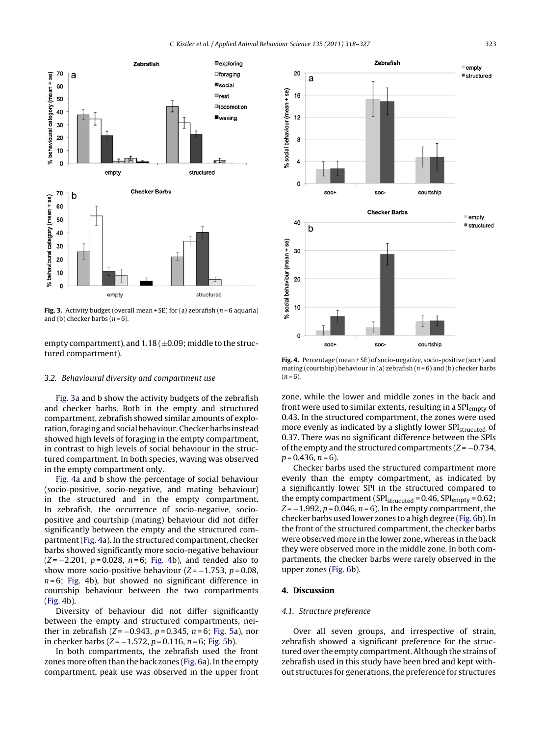Fig. 3. Activity budget (overall mean + SE) for (a) zebrafish (n = 6 aquaria) and (b) checker barbs (n = 6).

empty compartment), and 1.18 (±0.09; middle to the structured compartment).

### 3.2. Behavioural diversity and compartment use

Fig. 3a and b show the activity budgets of the zebrafish and checker barbs. Both in the empty and structured compartment, zebrafish showed similar amounts of exploration, foraging and social behaviour. Checker barbs instead showed high levels of foraging in the empty compartment, in contrast to high levels of social behaviour in the structured compartment. In both species, waving was observed in the empty compartment only.

Fig. 4a and b show the percentage of social behaviour (socio-positive, socio-negative, and mating behaviour) in the structured and in the empty compartment. In zebrafish, the occurrence of socio-negative, socio-positive and courtship (mating) behaviour did not differ significantly between the empty and the structured compartment (Fig. 4a). In the structured compartment, checker barbs showed significantly more socio-negative behaviour ($Z = -2.201$, $p = 0.028$, $n = 6$; Fig. 4b), and tended also to show more socio-positive behaviour ($Z = -1.753$, $p = 0.08$, $n = 6$; Fig. 4b), but showed no significant difference in courtship behaviour between the two compartments (Fig. 4b).

Diversity of behaviour did not differ significantly between the empty and structured compartments, neither in zebrafish ($Z = -0.943$, $p = 0.345$, $n = 6$; Fig. 5a), nor in checker barbs ($Z = -1.572$, $p = 0.116$, $n = 6$; Fig. 5b).

In both compartments, the zebrafish used the front zones more often than the back zones (Fig. 6a). In the empty compartment, peak use was observed in the upper front zone, while the lower and middle zones in the back and front were used to similar extents, resulting in a $SPI_{empty}$ of 0.43. In the structured compartment, the zones were used more evenly as indicated by a slightly lower $SPI_{strucuted}$ of 0.37. There was no significant difference between the SPIs of the empty and the structured compartments ($Z = -0.734$, $p = 0.436$, $n = 6$).

Checker barbs used the structured compartment more evenly than the empty compartment, as indicated by a significantly lower SPI in the structured compared to the empty compartment ($SPI_{strucuted} = 0.46$, $SPI_{empty} = 0.62$; $Z = -1.992$, $p = 0.046$, $n = 6$). In the empty compartment, the checker barbs used lower zones to a high degree (Fig. 6b). In the front of the structured compartment, the checker barbs were observed more in the lower zone, whereas in the back they were observed more in the middle zone. In both compartments, the checker barbs were rarely observed in the upper zones (Fig. 6b).

Fig. 4. Percentage (mean + SE) of socio-negative, socio-positive (soc+) and mating (courtship) behaviour in (a) zebrafish (n = 6) and (b) checker barbs (n = 6).

## 4. Discussion

### 4.1. Structure preference

Over all seven groups, and irrespective of strain, zebrafish showed a significant preference for the structured over the empty compartment. Although the strains of zebrafish used in this study have been bred and kept without structures for generations, the preference for structures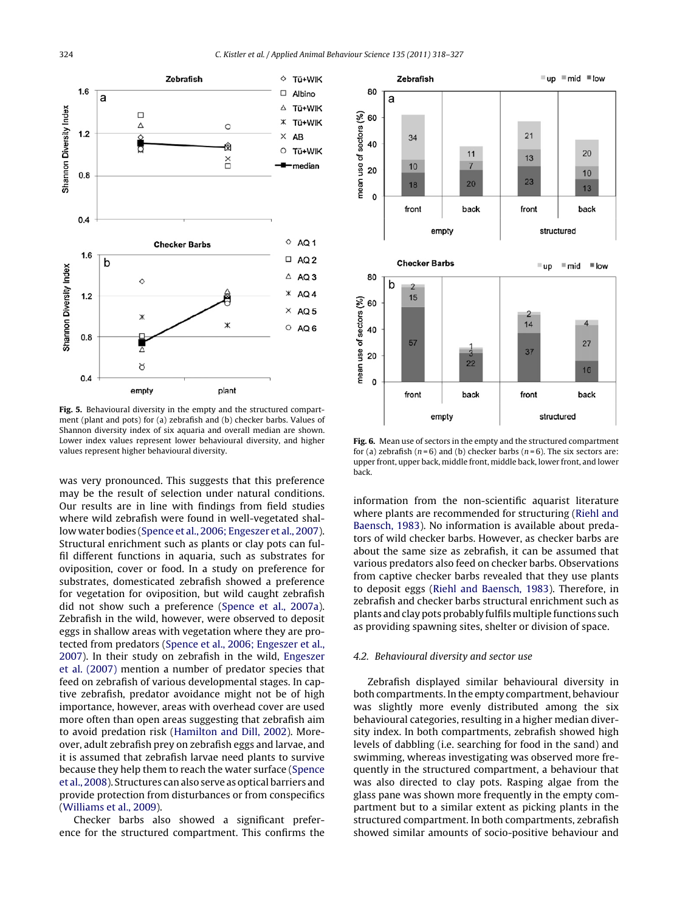Fig. 5. Behavioural diversity in the empty and the structured compartment (plant and pots) for (a) zebrafish and (b) checker barbs. Values of Shannon diversity index of six aquaria and overall median are shown. Lower index values represent lower behavioural diversity, and higher values represent higher behavioural diversity.

Fig. 6. Mean use of sectors in the empty and the structured compartment for (a) zebrafish ($n = 6$) and (b) checker barbs ($n = 6$). The six sectors are: upper front, upper back, middle front, middle back, lower front, and lower back.

was very pronounced. This suggests that this preference may be the result of selection under natural conditions. Our results are in line with findings from field studies where wild zebrafish were found in well-vegetated shallow water bodies (Spence et al., 2006; Engeszer et al., 2007). Structural enrichment such as plants or clay pots can fulfil different functions in aquaria, such as substrates for oviposition, cover or food. In a study on preference for substrates, domesticated zebrafish showed a preference for vegetation for oviposition, but wild caught zebrafish did not show such a preference (Spence et al., 2007a). Zebrafish in the wild, however, were observed to deposit eggs in shallow areas with vegetation where they are protected from predators (Spence et al., 2006; Engeszer et al., 2007). In their study on zebrafish in the wild, Engeszer et al. (2007) mention a number of predator species that feed on zebrafish of various developmental stages. In captive zebrafish, predator avoidance might not be of high importance, however, areas with overhead cover are used more often than open areas suggesting that zebrafish aim to avoid predation risk (Hamilton and Dill, 2002). Moreover, adult zebrafish prey on zebrafish eggs and larvae, and it is assumed that zebrafish larvae need plants to survive because they help them to reach the water surface (Spence et al., 2008). Structures can also serve as optical barriers and provide protection from disturbances or from conspecifics (Williams et al., 2009).

Checker barbs also showed a significant preference for the structured compartment. This confirms the information from the non-scientific aquarist literature where plants are recommended for structuring (Riehl and Baensch, 1983). No information is available about predators of wild checker barbs. However, as checker barbs are about the same size as zebrafish, it can be assumed that various predators also feed on checker barbs. Observations from captive checker barbs revealed that they use plants to deposit eggs (Riehl and Baensch, 1983). Therefore, in zebrafish and checker barbs structural enrichment such as plants and clay pots probably fulfils multiple functions such as providing spawning sites, shelter or division of space.

### *4.2. Behavioural diversity and sector use*

Zebrafish displayed similar behavioural diversity in both compartments. In the empty compartment, behaviour was slightly more evenly distributed among the six behavioural categories, resulting in a higher median diversity index. In both compartments, zebrafish showed high levels of dabbling (i.e. searching for food in the sand) and swimming, whereas investigating was observed more frequently in the structured compartment, a behaviour that was also directed to clay pots. Rasping algae from the glass pane was shown more frequently in the empty compartment but to a similar extent as picking plants in the structured compartment. In both compartments, zebrafish showed similar amounts of socio-positive behaviour and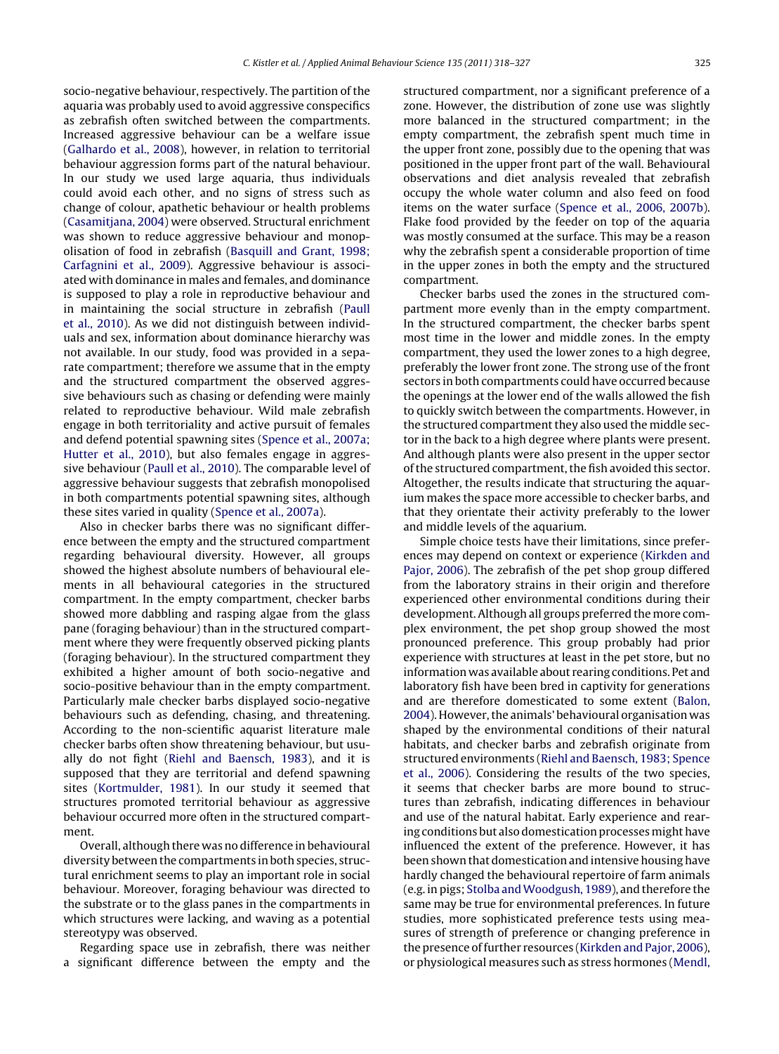socio-negative behaviour, respectively. The partition of the aquaria was probably used to avoid aggressive conspecifics as zebrafish often switched between the compartments. Increased aggressive behaviour can be a welfare issue (Galhardo et al., 2008), however, in relation to territorial behaviour aggression forms part of the natural behaviour. In our study we used large aquaria, thus individuals could avoid each other, and no signs of stress such as change of colour, apathetic behaviour or health problems (Casamitjana, 2004) were observed. Structural enrichment was shown to reduce aggressive behaviour and monopolisation of food in zebrafish (Basquill and Grant, 1998; Carfagnini et al., 2009). Aggressive behaviour is associated with dominance in males and females, and dominance is supposed to play a role in reproductive behaviour and in maintaining the social structure in zebrafish (Paull et al., 2010). As we did not distinguish between individuals and sex, information about dominance hierarchy was not available. In our study, food was provided in a separate compartment; therefore we assume that in the empty and the structured compartment the observed aggressive behaviours such as chasing or defending were mainly related to reproductive behaviour. Wild male zebrafish engage in both territoriality and active pursuit of females and defend potential spawning sites (Spence et al., 2007a; Hutter et al., 2010), but also females engage in aggressive behaviour (Paull et al., 2010). The comparable level of aggressive behaviour suggests that zebrafish monopolised in both compartments potential spawning sites, although these sites varied in quality (Spence et al., 2007a).

Also in checker barbs there was no significant difference between the empty and the structured compartment regarding behavioural diversity. However, all groups showed the highest absolute numbers of behavioural elements in all behavioural categories in the structured compartment. In the empty compartment, checker barbs showed more dabbling and rasping algae from the glass pane (foraging behaviour) than in the structured compartment where they were frequently observed picking plants (foraging behaviour). In the structured compartment they exhibited a higher amount of both socio-negative and socio-positive behaviour than in the empty compartment. Particularly male checker barbs displayed socio-negative behaviours such as defending, chasing, and threatening. According to the non-scientific aquarist literature male checker barbs often show threatening behaviour, but usually do not fight (Riehl and Baensch, 1983), and it is supposed that they are territorial and defend spawning sites (Kortmulder, 1981). In our study it seemed that structures promoted territorial behaviour as aggressive behaviour occurred more often in the structured compartment.

Overall, although there was no difference in behavioural diversity between the compartments in both species, structural enrichment seems to play an important role in social behaviour. Moreover, foraging behaviour was directed to the substrate or to the glass panes in the compartments in which structures were lacking, and waving as a potential stereotypy was observed.

Regarding space use in zebrafish, there was neither a significant difference between the empty and the structured compartment, nor a significant preference of a zone. However, the distribution of zone use was slightly more balanced in the structured compartment; in the empty compartment, the zebrafish spent much time in the upper front zone, possibly due to the opening that was positioned in the upper front part of the wall. Behavioural observations and diet analysis revealed that zebrafish occupy the whole water column and also feed on food items on the water surface (Spence et al., 2006, 2007b). Flake food provided by the feeder on top of the aquaria was mostly consumed at the surface. This may be a reason why the zebrafish spent a considerable proportion of time in the upper zones in both the empty and the structured compartment.

Checker barbs used the zones in the structured compartment more evenly than in the empty compartment. In the structured compartment, the checker barbs spent most time in the lower and middle zones. In the empty compartment, they used the lower zones to a high degree, preferably the lower front zone. The strong use of the front sectors in both compartments could have occurred because the openings at the lower end of the walls allowed the fish to quickly switch between the compartments. However, in the structured compartment they also used the middle sector in the back to a high degree where plants were present. And although plants were also present in the upper sector of the structured compartment, the fish avoided this sector. Altogether, the results indicate that structuring the aquarium makes the space more accessible to checker barbs, and that they orientate their activity preferably to the lower and middle levels of the aquarium.

Simple choice tests have their limitations, since preferences may depend on context or experience (Kirkden and Pajor, 2006). The zebrafish of the pet shop group differed from the laboratory strains in their origin and therefore experienced other environmental conditions during their development. Although all groups preferred the more complex environment, the pet shop group showed the most pronounced preference. This group probably had prior experience with structures at least in the pet store, but no information was available about rearing conditions. Pet and laboratory fish have been bred in captivity for generations and are therefore domesticated to some extent (Balon, 2004). However, the animals' behavioural organisation was shaped by the environmental conditions of their natural habitats, and checker barbs and zebrafish originate from structured environments (Riehl and Baensch, 1983; Spence et al., 2006). Considering the results of the two species, it seems that checker barbs are more bound to structures than zebrafish, indicating differences in behaviour and use of the natural habitat. Early experience and rearing conditions but also domestication processes might have influenced the extent of the preference. However, it has been shown that domestication and intensive housing have hardly changed the behavioural repertoire of farm animals (e.g. in pigs; Stolba and Woodgush, 1989), and therefore the same may be true for environmental preferences. In future studies, more sophisticated preference tests using measures of strength of preference or changing preference in the presence of further resources (Kirkden and Pajor, 2006), or physiological measures such as stress hormones (Mendl,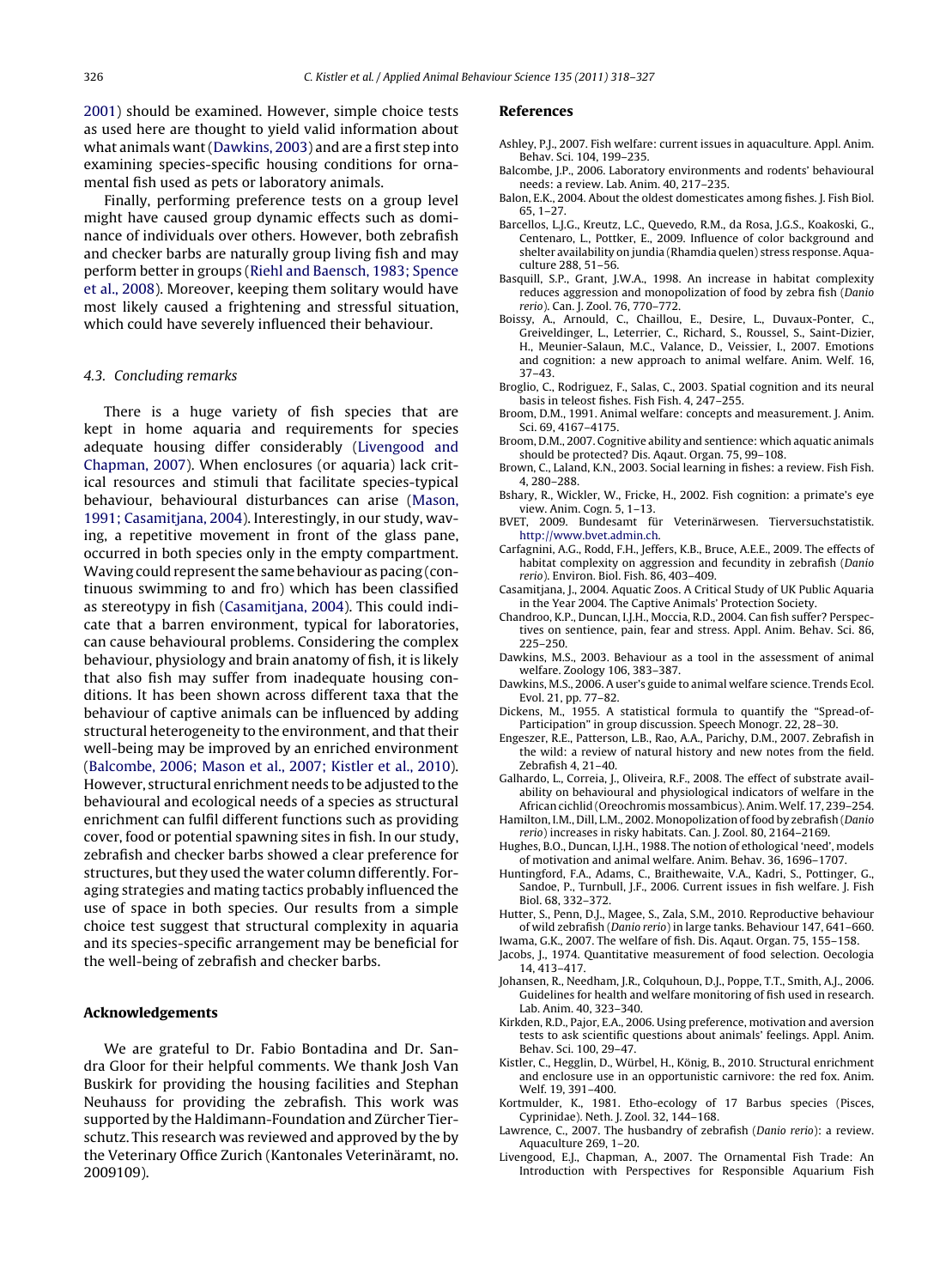2001) should be examined. However, simple choice tests as used here are thought to yield valid information about what animals want (Dawkins, 2003) and are a first step into examining species-specific housing conditions for ornamental fish used as pets or laboratory animals.

Finally, performing preference tests on a group level might have caused group dynamic effects such as dominance of individuals over others. However, both zebrafish and checker barbs are naturally group living fish and may perform better in groups (Riehl and Baensch, 1983; Spence et al., 2008). Moreover, keeping them solitary would have most likely caused a frightening and stressful situation, which could have severely influenced their behaviour.

### 4.3. Concluding remarks

There is a huge variety of fish species that are kept in home aquaria and requirements for species adequate housing differ considerably (Livengood and Chapman, 2007). When enclosures (or aquaria) lack critical resources and stimuli that facilitate species-typical behaviour, behavioural disturbances can arise (Mason, 1991; Casamitjana, 2004). Interestingly, in our study, waving, a repetitive movement in front of the glass pane, occurred in both species only in the empty compartment. Waving could represent the same behaviour as pacing (continuous swimming to and fro) which has been classified as stereotypy in fish (Casamitjana, 2004). This could indicate that a barren environment, typical for laboratories, can cause behavioural problems. Considering the complex behaviour, physiology and brain anatomy of fish, it is likely that also fish may suffer from inadequate housing conditions. It has been shown across different taxa that the behaviour of captive animals can be influenced by adding structural heterogeneity to the environment, and that their well-being may be improved by an enriched environment (Balcombe, 2006; Mason et al., 2007; Kistler et al., 2010). However, structural enrichment needs to be adjusted to the behavioural and ecological needs of a species as structural enrichment can fulfil different functions such as providing cover, food or potential spawning sites in fish. In our study, zebrafish and checker barbs showed a clear preference for structures, but they used the water column differently. Foraging strategies and mating tactics probably influenced the use of space in both species. Our results from a simple choice test suggest that structural complexity in aquaria and its species-specific arrangement may be beneficial for the well-being of zebrafish and checker barbs.

## Acknowledgements

We are grateful to Dr. Fabio Bontadina and Dr. Sandra Gloor for their helpful comments. We thank Josh Van Buskirk for providing the housing facilities and Stephan Neuhauss for providing the zebrafish. This work was supported by the Haldimann-Foundation and Zürcher Tierschutz. This research was reviewed and approved by the by the Veterinary Office Zurich (Kantonales Veterinäramt, no. 2009109).

## References

Ashley, P.J., 2007. Fish welfare: current issues in aquaculture. Appl. Anim. Behav. Sci. 104, 199–235.

Balcombe, J.P., 2006. Laboratory environments and rodents' behavioural needs: a review. Lab. Anim. 40, 217–235.

Balon, E.K., 2004. About the oldest domesticates among fishes. J. Fish Biol. 65, 1–27.

Barcellos, L.J.G., Kreutz, L.C., Quevedo, R.M., da Rosa, J.G.S., Koakoski, G., Centenaro, L., Pottker, E., 2009. Influence of color background and shelter availability on jundia (Rhamdia quelen) stress response. Aquaculture 288, 51–56.

Basquill, S.P., Grant, J.W.A., 1998. An increase in habitat complexity reduces aggression and monopolization of food by zebra fish (*Danio rerio*). Can. J. Zool. 76, 770–772.

Boissy, A., Arnould, C., Chaillou, E., Desire, L., Duvaux-Ponter, C., Greiveldinger, L., Leterrier, C., Richard, S., Roussel, S., Saint-Dizier, H., Meunier-Salaun, M.C., Valance, D., Veissier, I., 2007. Emotions and cognition: a new approach to animal welfare. Anim. Welf. 16, 37–43.

Broglio, C., Rodriguez, F., Salas, C., 2003. Spatial cognition and its neural basis in teleost fishes. Fish Fish. 4, 247–255.

Broom, D.M., 1991. Animal welfare: concepts and measurement. J. Anim. Sci. 69, 4167–4175.

Broom, D.M., 2007. Cognitive ability and sentience: which aquatic animals should be protected? Dis. Aqaut. Organ. 75, 99–108.

Brown, C., Laland, K.N., 2003. Social learning in fishes: a review. Fish Fish. 4, 280–288.

Bshary, R., Wickler, W., Fricke, H., 2002. Fish cognition: a primate's eye view. Anim. Cogn. 5, 1–13.

BVET, 2009. Bundesamt für Veterinärwesen. Tierversuchstatistik. http://www.bvet.admin.ch.

Carfagnini, A.G., Rodd, F.H., Jeffers, K.B., Bruce, A.E.E., 2009. The effects of habitat complexity on aggression and fecundity in zebrafish (*Danio rerio*). Environ. Biol. Fish. 86, 403–409.

Casamitjana, J., 2004. Aquatic Zoos. A Critical Study of UK Public Aquaria in the Year 2004. The Captive Animals' Protection Society.

Chandroo, K.P., Duncan, I.J.H., Moccia, R.D., 2004. Can fish suffer? Perspectives on sentience, pain, fear and stress. Appl. Anim. Behav. Sci. 86, 225–250.

Dawkins, M.S., 2003. Behaviour as a tool in the assessment of animal welfare. Zoology 106, 383–387.

Dawkins, M.S., 2006. A user's guide to animal welfare science. Trends Ecol. Evol. 21, pp. 77–82.

Dickens, M., 1955. A statistical formula to quantify the "Spread-of-Participation" in group discussion. Speech Monogr. 22, 28–30.

Engeszer, R.E., Patterson, L.B., Rao, A.A., Parichy, D.M., 2007. Zebrafish in the wild: a review of natural history and new notes from the field. Zebrafish 4, 21–40.

Galhardo, L., Correia, J., Oliveira, R.F., 2008. The effect of substrate availability on behavioural and physiological indicators of welfare in the African cichlid (Oreochromis mossambicus). Anim. Welf. 17, 239–254.

Hamilton, I.M., Dill, L.M., 2002. Monopolization of food by zebrafish (*Danio rerio*) increases in risky habitats. Can. J. Zool. 80, 2164–2169.

Hughes, B.O., Duncan, I.J.H., 1988. The notion of ethological 'need', models of motivation and animal welfare. Anim. Behav. 36, 1696–1707.

Huntingford, F.A., Adams, C., Braithewaite, V.A., Kadri, S., Pottinger, G., Sandoe, P., Turnbull, J.F., 2006. Current issues in fish welfare. J. Fish Biol. 68, 332–372.

Hutter, S., Penn, D.J., Magee, S., Zala, S.M., 2010. Reproductive behaviour of wild zebrafish (*Danio rerio*) in large tanks. Behaviour 147, 641–660.

Iwama, G.K., 2007. The welfare of fish. Dis. Aqaut. Organ. 75, 155–158.

Jacobs, J., 1974. Quantitative measurement of food selection. Oecologia 14, 413–417.

Johansen, R., Needham, J.R., Colquhoun, D.J., Poppe, T.T., Smith, A.J., 2006. Guidelines for health and welfare monitoring of fish used in research. Lab. Anim. 40, 323–340.

Kirkden, R.D., Pajor, E.A., 2006. Using preference, motivation and aversion tests to ask scientific questions about animals' feelings. Appl. Anim. Behav. Sci. 100, 29–47.

Kistler, C., Hegglin, D., Würbel, H., König, B., 2010. Structural enrichment and enclosure use in an opportunistic carnivore: the red fox. Anim. Welf. 19, 391–400.

Kortmulder, K., 1981. Etho-ecology of 17 Barbus species (Pisces, Cyprinidae). Neth. J. Zool. 32, 144–168.

Lawrence, C., 2007. The husbandry of zebrafish (*Danio rerio*): a review. Aquaculture 269, 1–20.

Livengood, E.J., Chapman, F.A., 2007. The Ornamental Fish Trade: An Introduction with Perspectives for Responsible Aquarium Fish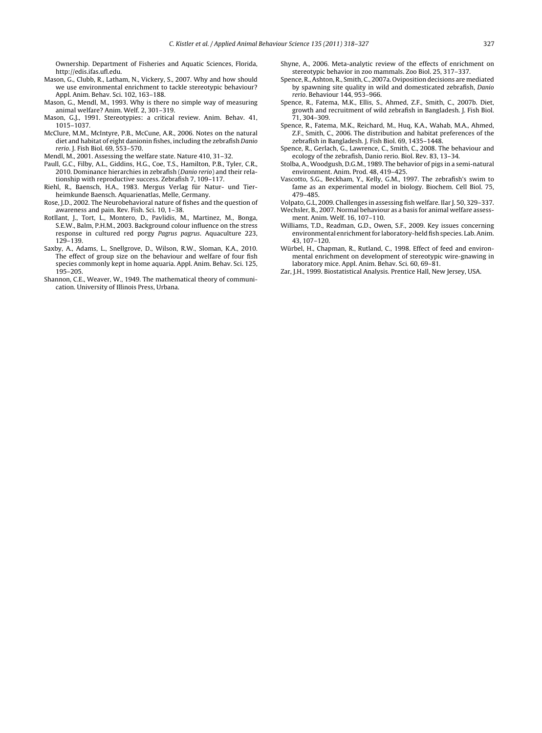Ownership. Department of Fisheries and Aquatic Sciences, Florida, http://edis.ifas.ufl.edu.

Mason, G., Clubb, R., Latham, N., Vickery, S., 2007. Why and how should we use environmental enrichment to tackle stereotypic behaviour? Appl. Anim. Behav. Sci. 102, 163–188.

Mason, G., Mendl, M., 1993. Why is there no simple way of measuring animal welfare? Anim. Welf. 2, 301–319.

Mason, G.J., 1991. Stereotypies: a critical review. Anim. Behav. 41, 1015–1037.

McClure, M.M., McIntyre, P.B., McCune, A.R., 2006. Notes on the natural diet and habitat of eight danionin fishes, including the zebrafish *Danio rerio*. J. Fish Biol. 69, 553–570.

Mendl, M., 2001. Assessing the welfare state. Nature 410, 31–32.

Paull, G.C., Filby, A.L., Giddins, H.G., Coe, T.S., Hamilton, P.B., Tyler, C.R., 2010. Dominance hierarchies in zebrafish (*Danio rerio*) and their relationship with reproductive success. Zebrafish 7, 109–117.

Riehl, R., Baensch, H.A., 1983. Mergus Verlag für Natur- und Tierheimkunde Baensch. Aquarienatlas, Melle, Germany.

Rose, J.D., 2002. The Neurobehavioral nature of fishes and the question of awareness and pain. Rev. Fish. Sci. 10, 1–38.

Rotllant, J., Tort, L., Montero, D., Pavlidis, M., Martinez, M., Bonga, S.E.W., Balm, P.H.M., 2003. Background colour influence on the stress response in cultured red porgy *Pagrus pagrus*. Aquaculture 223, 129–139.

Saxby, A., Adams, L., Snellgrove, D., Wilson, R.W., Sloman, K.A., 2010. The effect of group size on the behaviour and welfare of four fish species commonly kept in home aquaria. Appl. Anim. Behav. Sci. 125, 195–205.

Shannon, C.E., Weaver, W., 1949. The mathematical theory of communication. University of Illinois Press, Urbana.

Shyne, A., 2006. Meta-analytic review of the effects of enrichment on stereotypic behavior in zoo mammals. Zoo Biol. 25, 317–337.

Spence, R., Ashton, R., Smith, C., 2007a. Oviposition decisions are mediated by spawning site quality in wild and domesticated zebrafish, *Danio rerio*. Behaviour 144, 953–966.

Spence, R., Fatema, M.K., Ellis, S., Ahmed, Z.F., Smith, C., 2007b. Diet, growth and recruitment of wild zebrafish in Bangladesh. J. Fish Biol. 71, 304–309.

Spence, R., Fatema, M.K., Reichard, M., Huq, K.A., Wahab, M.A., Ahmed, Z.F., Smith, C., 2006. The distribution and habitat preferences of the zebrafish in Bangladesh. J. Fish Biol. 69, 1435–1448.

Spence, R., Gerlach, G., Lawrence, C., Smith, C., 2008. The behaviour and ecology of the zebrafish, Danio rerio. Biol. Rev. 83, 13–34.

Stolba, A., Woodgush, D.G.M., 1989. The behavior of pigs in a semi-natural environment. Anim. Prod. 48, 419–425.

Vascotto, S.G., Beckham, Y., Kelly, G.M., 1997. The zebrafish's swim to fame as an experimental model in biology. Biochem. Cell Biol. 75, 479–485.

Volpato, G.L, 2009. Challenges in assessing fish welfare. Ilar J. 50, 329–337.

Wechsler, B., 2007. Normal behaviour as a basis for animal welfare assessment. Anim. Welf. 16, 107–110.

Williams, T.D., Readman, G.D., Owen, S.F., 2009. Key issues concerning environmental enrichment for laboratory-held fish species. Lab. Anim. 43, 107–120.

Würbel, H., Chapman, R., Rutland, C., 1998. Effect of feed and environmental enrichment on development of stereotypic wire-gnawing in laboratory mice. Appl. Anim. Behav. Sci. 60, 69–81.

Zar, J.H., 1999. Biostatistical Analysis. Prentice Hall, New Jersey, USA.